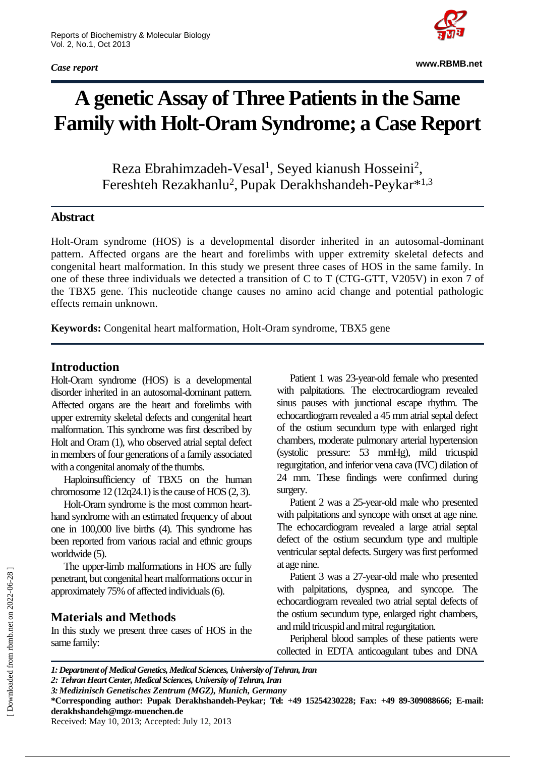*Case report*

# A genetic Assay of Three Patients in the Same Family with Holt-Oram Syndrome; a Case Report

Reza Ebrahimzadeh-Vesal[1], Seyed kianush Hosseini[2], Fereshteh Rezakhanlu[2], Pupak Derakhshandeh-Peykar*[1,3]

## Abstract

Holt-Oram syndrome (HOS) is a developmental disorder inherited in an autosomal-dominant pattern. Affected organs are the heart and forelimbs with upper extremity skeletal defects and congenital heart malformation. In this study we present three cases of HOS in the same family. In one of these three individuals we detected a transition of C to T (CTG-GTT, V205V) in exon 7 of the TBX5 gene. This nucleotide change causes no amino acid change and potential pathologic effects remain unknown.

**Keywords:** Congenital heart malformation, Holt-Oram syndrome, TBX5 gene

## Introduction

Holt-Oram syndrome (HOS) is a developmental disorder inherited in an autosomal-dominant pattern. Affected organs are the heart and forelimbs with upper extremity skeletal defects and congenital heart malformation. This syndrome was first described by Holt and Oram (1), who observed atrial septal defect in members of four generations of a family associated with a congenital anomaly of the thumbs.

Haploinsufficiency of TBX5 on the human chromosome 12 (12q24.1) is the cause of HOS (2, 3).

Holt-Oram syndrome is the most common heart-hand syndrome with an estimated frequency of about one in 100,000 live births (4). This syndrome has been reported from various racial and ethnic groups worldwide (5).

The upper-limb malformations in HOS are fully penetrant, but congenital heart malformations occur in approximately 75% of affected individuals (6).

## Materials and Methods

In this study we present three cases of HOS in the same family:

Patient 1 was 23-year-old female who presented with palpitations. The electrocardiogram revealed sinus pauses with junctional escape rhythm. The echocardiogram revealed a 45 mm atrial septal defect of the ostium secundum type with enlarged right chambers, moderate pulmonary arterial hypertension (systolic pressure: 53 mmHg), mild tricuspid regurgitation, and inferior vena cava (IVC) dilation of 24 mm. These findings were confirmed during surgery.

Patient 2 was a 25-year-old male who presented with palpitations and syncope with onset at age nine. The echocardiogram revealed a large atrial septal defect of the ostium secundum type and multiple ventricular septal defects. Surgery was first performed at age nine.

Patient 3 was a 27-year-old male who presented with palpitations, dyspnea, and syncope. The echocardiogram revealed two atrial septal defects of the ostium secundum type, enlarged right chambers, and mild tricuspid and mitral regurgitation.

Peripheral blood samples of these patients were collected in EDTA anticoagulant tubes and DNA

*1: Department of Medical Genetics, Medical Sciences, University of Tehran, Iran*
*2: Tehran Heart Center, Medical Sciences, University of Tehran, Iran*
*3: Medizinisch Genetisches Zentrum (MGZ), Munich, Germany*
**\*Corresponding author: Pupak Derakhshandeh-Peykar; Tel: +49 15254230228; Fax: +49 89-309088666; E-mail: derakhshandeh@mgz-muenchen.de**
Received: May 10, 2013; Accepted: July 12, 2013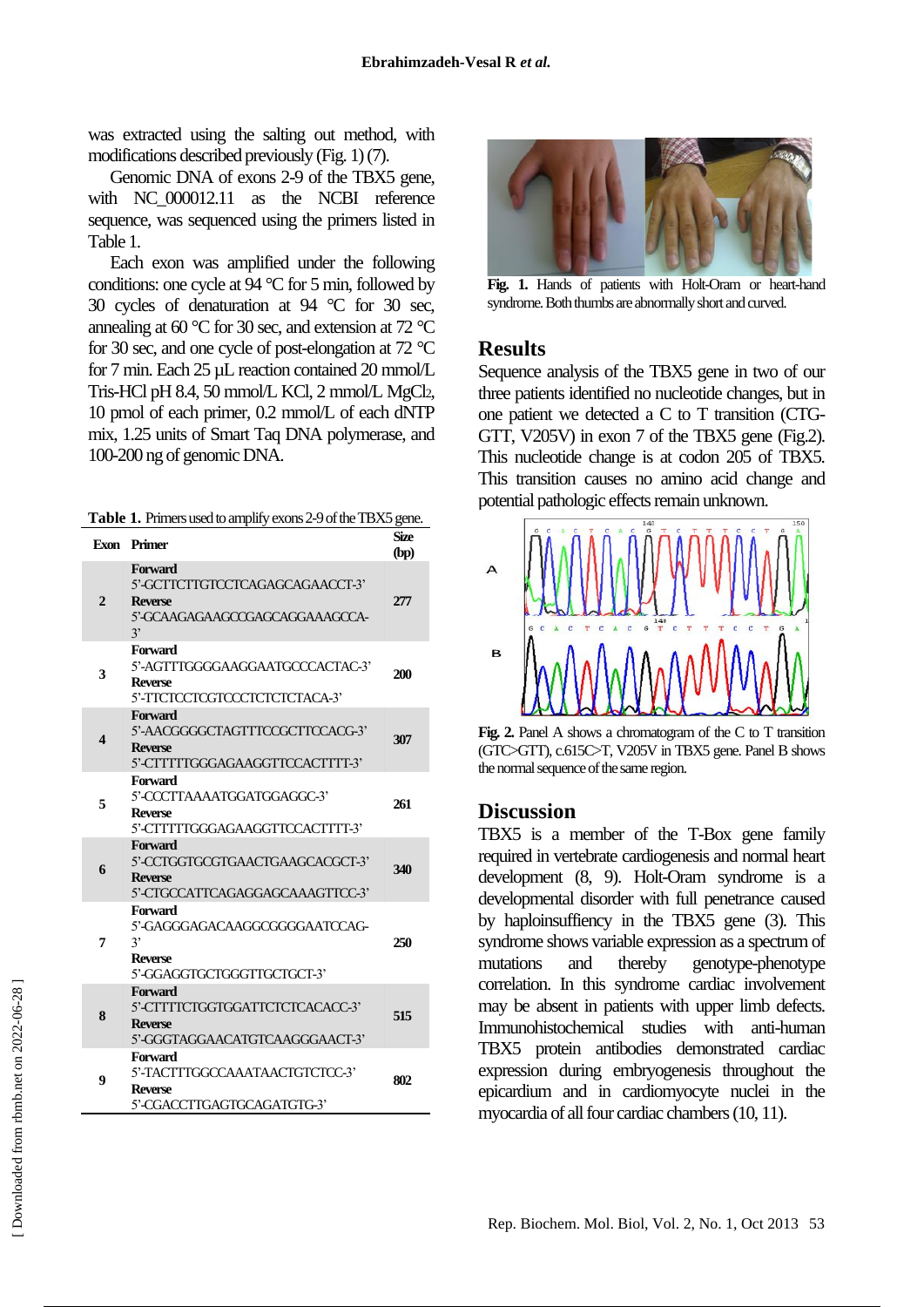was extracted using the salting out method, with modifications described previously (Fig. 1) (7).

Genomic DNA of exons 2-9 of the TBX5 gene, with NC_000012.11 as the NCBI reference sequence, was sequenced using the primers listed in Table 1.

Each exon was amplified under the following conditions: one cycle at 94 °C for 5 min, followed by 30 cycles of denaturation at 94 °C for 30 sec, annealing at 60 °C for 30 sec, and extension at 72 °C for 30 sec, and one cycle of post-elongation at 72 °C for 7 min. Each 25 µL reaction contained 20 mmol/L Tris-HCl pH 8.4, 50 mmol/L KCl, 2 mmol/L $MgCl_2$, 10 pmol of each primer, 0.2 mmol/L of each dNTP mix, 1.25 units of Smart Taq DNA polymerase, and 100-200 ng of genomic DNA.

**Table 1.** Primers used to amplify exons 2-9 of the TBX5 gene.

| Exon | Primer | Size (bp) |
|---|---|---|
| 2 | **Forward** 5'-GCTTCTTGTCCTCAGAGCAGAACCT-3' **Reverse** 5'-GCAAGAGAAGCCGAGCAGGAAAGCCA-3' | 277 |
| 3 | **Forward** 5'-AGTTTGGGGAAGGAATGCCCACTAC-3' **Reverse** 5'-TTCTCCTCGTCCCTCTCTCTACA-3' | 200 |
| 4 | **Forward** 5'-AACGGGGCTAGTTTCCGCTTCCACG-3' **Reverse** 5'-CTTTTTGGGAGAAGGTTCCACTTTT-3' | 307 |
| 5 | **Forward** 5'-CCCTTAAAATGGATGGAGGC-3' **Reverse** 5'-CTTTTTGGGAGAAGGTTCCACTTTT-3' | 261 |
| 6 | **Forward** 5'-CCTGGTGCGTGAACTGAAGCACGCT-3' **Reverse** 5'-CTGCCATTCAGAGGAGCAAAGTTCC-3' | 340 |
| 7 | **Forward** 5'-GAGGGAGACAAGGCGGGGAATCCAG-3' **Reverse** 5'-GGAGGTGCTGGGTTGCTGCT-3' | 250 |
| 8 | **Forward** 5'-CTTTTCTGGTGGATTCTCTCACACC-3' **Reverse** 5'-GGGTAGGAACATGTCAAGGGAACT-3' | 515 |
| 9 | **Forward** 5'-TACTTTGGCCAAATAACTGTCTCC-3' **Reverse** 5'-CGACCTTGAGTGCAGATGTG-3' | 802 |

**Fig. 1.** Hands of patients with Holt-Oram or heart-hand syndrome. Both thumbs are abnormally short and curved.

## Results

Sequence analysis of the TBX5 gene in two of our three patients identified no nucleotide changes, but in one patient we detected a C to T transition (CTG-GTT, V205V) in exon 7 of the TBX5 gene (Fig.2). This nucleotide change is at codon 205 of TBX5. This transition causes no amino acid change and potential pathologic effects remain unknown.

**Fig. 2.** Panel A shows a chromatogram of the C to T transition (GTC>GTT), c.615C>T, V205V in TBX5 gene. Panel B shows the normal sequence of the same region.

## Discussion

TBX5 is a member of the T-Box gene family required in vertebrate cardiogenesis and normal heart development (8, 9). Holt-Oram syndrome is a developmental disorder with full penetrance caused by haploinsufficiency in the TBX5 gene (3). This syndrome shows variable expression as a spectrum of mutations and thereby genotype-phenotype correlation. In this syndrome cardiac involvement may be absent in patients with upper limb defects. Immunohistochemical studies with anti-human TBX5 protein antibodies demonstrated cardiac expression during embryogenesis throughout the epicardium and in cardiomyocyte nuclei in the myocardia of all four cardiac chambers (10, 11).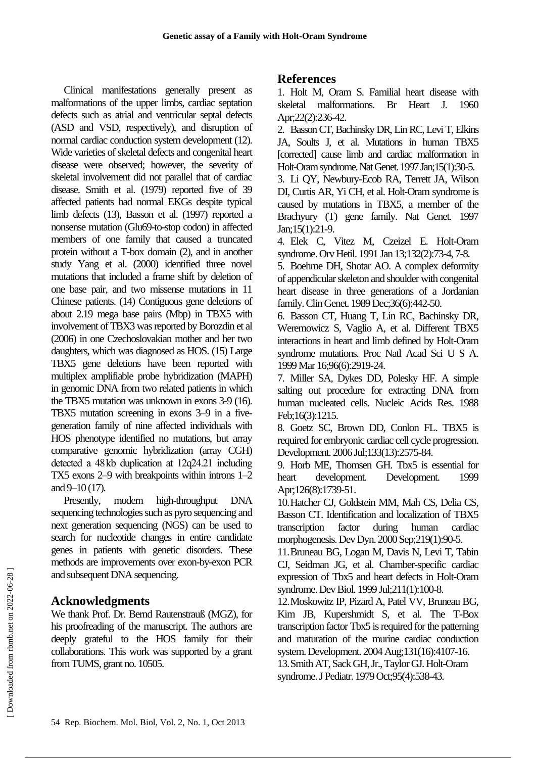Clinical manifestations generally present as malformations of the upper limbs, cardiac septation defects such as atrial and ventricular septal defects (ASD and VSD, respectively), and disruption of normal cardiac conduction system development (12). Wide varieties of skeletal defects and congenital heart disease were observed; however, the severity of skeletal involvement did not parallel that of cardiac disease. Smith et al. (1979) reported five of 39 affected patients had normal EKGs despite typical limb defects (13), Basson et al. (1997) reported a nonsense mutation (Glu69-to-stop codon) in affected members of one family that caused a truncated protein without a T-box domain (2), and in another study Yang et al. (2000) identified three novel mutations that included a frame shift by deletion of one base pair, and two missense mutations in 11 Chinese patients. (14) Contiguous gene deletions of about 2.19 mega base pairs (Mbp) in TBX5 with involvement of TBX3 was reported by Borozdin et al (2006) in one Czechoslovakian mother and her two daughters, which was diagnosed as HOS. (15) Large TBX5 gene deletions have been reported with multiplex amplifiable probe hybridization (MAPH) in genomic DNA from two related patients in which the TBX5 mutation was unknown in exons 3-9 (16). TBX5 mutation screening in exons 3–9 in a five-generation family of nine affected individuals with HOS phenotype identified no mutations, but array comparative genomic hybridization (array CGH) detected a 48 kb duplication at 12q24.21 including TX5 exons 2–9 with breakpoints within introns 1–2 and 9–10 (17).

Presently, modern high-throughput DNA sequencing technologies such as pyro sequencing and next generation sequencing (NGS) can be used to search for nucleotide changes in entire candidate genes in patients with genetic disorders. These methods are improvements over exon-by-exon PCR and subsequent DNA sequencing.

## Acknowledgments

We thank Prof. Dr. Bernd Rautenstrauß (MGZ), for his proofreading of the manuscript. The authors are deeply grateful to the HOS family for their collaborations. This work was supported by a grant from TUMS, grant no. 10505.

## References

1. Holt M, Oram S. Familial heart disease with skeletal malformations. Br Heart J. 1960 Apr;22(2):236-42.
2. Basson CT, Bachinsky DR, Lin RC, Levi T, Elkins JA, Soults J, et al. Mutations in human TBX5 [corrected] cause limb and cardiac malformation in Holt-Oram syndrome. Nat Genet. 1997 Jan;15(1):30-5.
3. Li QY, Newbury-Ecob RA, Terrett JA, Wilson DI, Curtis AR, Yi CH, et al. Holt-Oram syndrome is caused by mutations in TBX5, a member of the Brachyury (T) gene family. Nat Genet. 1997 Jan;15(1):21-9.
4. Elek C, Vitez M, Czeizel E. Holt-Oram syndrome. Orv Hetil. 1991 Jan 13;132(2):73-4, 7-8.
5. Boehme DH, Shotar AO. A complex deformity of appendicular skeleton and shoulder with congenital heart disease in three generations of a Jordanian family. Clin Genet. 1989 Dec;36(6):442-50.
6. Basson CT, Huang T, Lin RC, Bachinsky DR, Weremowicz S, Vaglio A, et al. Different TBX5 interactions in heart and limb defined by Holt-Oram syndrome mutations. Proc Natl Acad Sci U S A. 1999 Mar 16;96(6):2919-24.
7. Miller SA, Dykes DD, Polesky HF. A simple salting out procedure for extracting DNA from human nucleated cells. Nucleic Acids Res. 1988 Feb;16(3):1215.
8. Goetz SC, Brown DD, Conlon FL. TBX5 is required for embryonic cardiac cell cycle progression. Development. 2006 Jul;133(13):2575-84.
9. Horb ME, Thomsen GH. Tbx5 is essential for heart development. Development. 1999 Apr;126(8):1739-51.
10. Hatcher CJ, Goldstein MM, Mah CS, Delia CS, Basson CT. Identification and localization of TBX5 transcription factor during human cardiac morphogenesis. Dev Dyn. 2000 Sep;219(1):90-5.
11. Bruneau BG, Logan M, Davis N, Levi T, Tabin CJ, Seidman JG, et al. Chamber-specific cardiac expression of Tbx5 and heart defects in Holt-Oram syndrome. Dev Biol. 1999 Jul;211(1):100-8.
12. Moskowitz IP, Pizard A, Patel VV, Bruneau BG, Kim JB, Kupershmidt S, et al. The T-Box transcription factor Tbx5 is required for the patterning and maturation of the murine cardiac conduction system. Development. 2004 Aug;131(16):4107-16.
13. Smith AT, Sack GH, Jr., Taylor GJ. Holt-Oram syndrome. J Pediatr. 1979 Oct;95(4):538-43.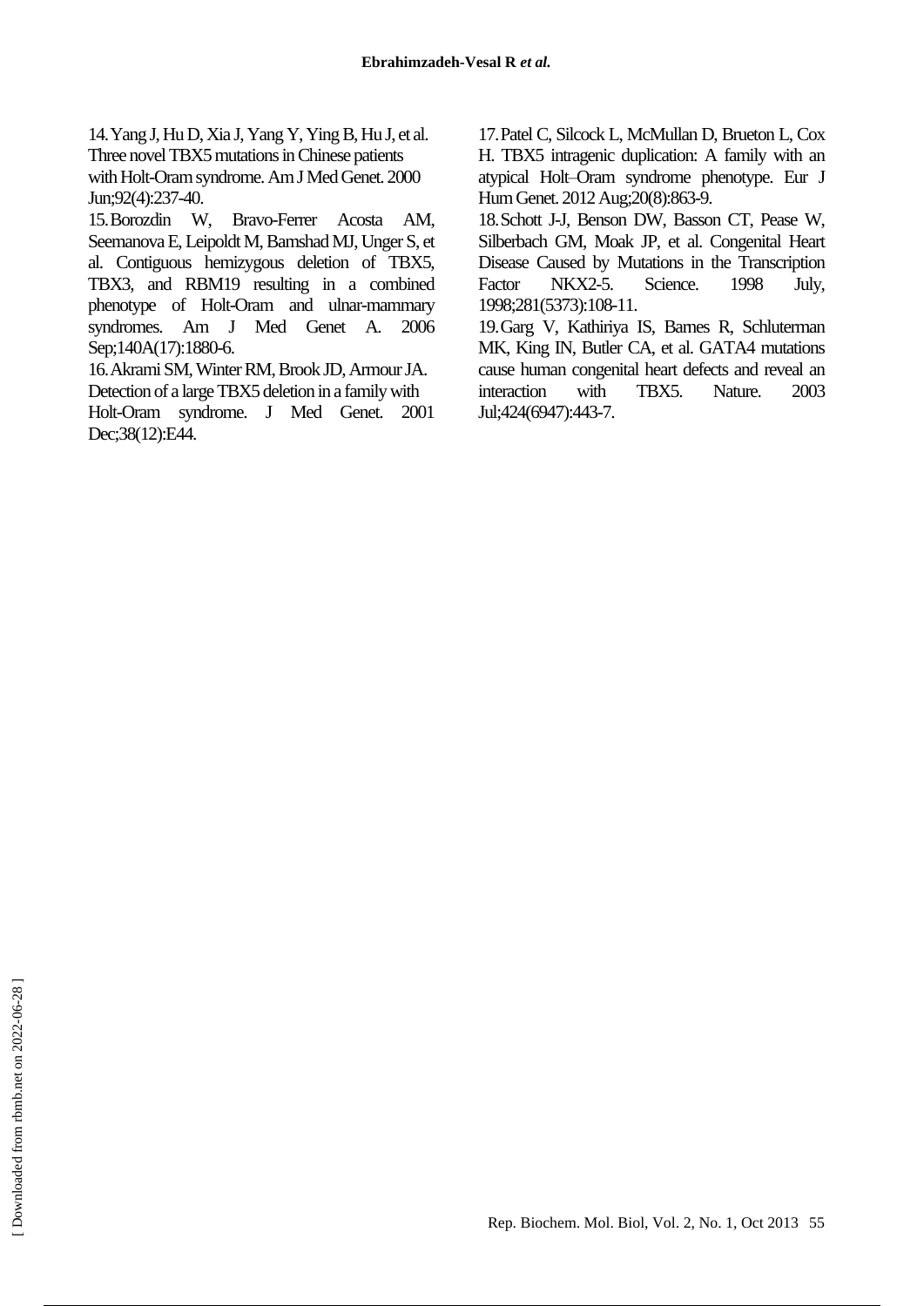14. Yang J, Hu D, Xia J, Yang Y, Ying B, Hu J, et al. Three novel TBX5 mutations in Chinese patients with Holt-Oram syndrome. Am J Med Genet. 2000 Jun;92(4):237-40.

15. Borozdin W, Bravo-Ferrer Acosta AM, Seemanova E, Leipoldt M, Bamshad MJ, Unger S, et al. Contiguous hemizygous deletion of TBX5, TBX3, and RBM19 resulting in a combined phenotype of Holt-Oram and ulnar-mammary syndromes. Am J Med Genet A. 2006 Sep;140A(17):1880-6.

16. Akrami SM, Winter RM, Brook JD, Armour JA. Detection of a large TBX5 deletion in a family with Holt-Oram syndrome. J Med Genet. 2001 Dec;38(12):E44.

17. Patel C, Silcock L, McMullan D, Brueton L, Cox H. TBX5 intragenic duplication: A family with an atypical Holt–Oram syndrome phenotype. Eur J Hum Genet. 2012 Aug;20(8):863-9.

18. Schott J-J, Benson DW, Basson CT, Pease W, Silberbach GM, Moak JP, et al. Congenital Heart Disease Caused by Mutations in the Transcription Factor NKX2-5. Science. 1998 July, 1998;281(5373):108-11.

19. Garg V, Kathiriya IS, Barnes R, Schluterman MK, King IN, Butler CA, et al. GATA4 mutations cause human congenital heart defects and reveal an interaction with TBX5. Nature. 2003 Jul;424(6947):443-7.